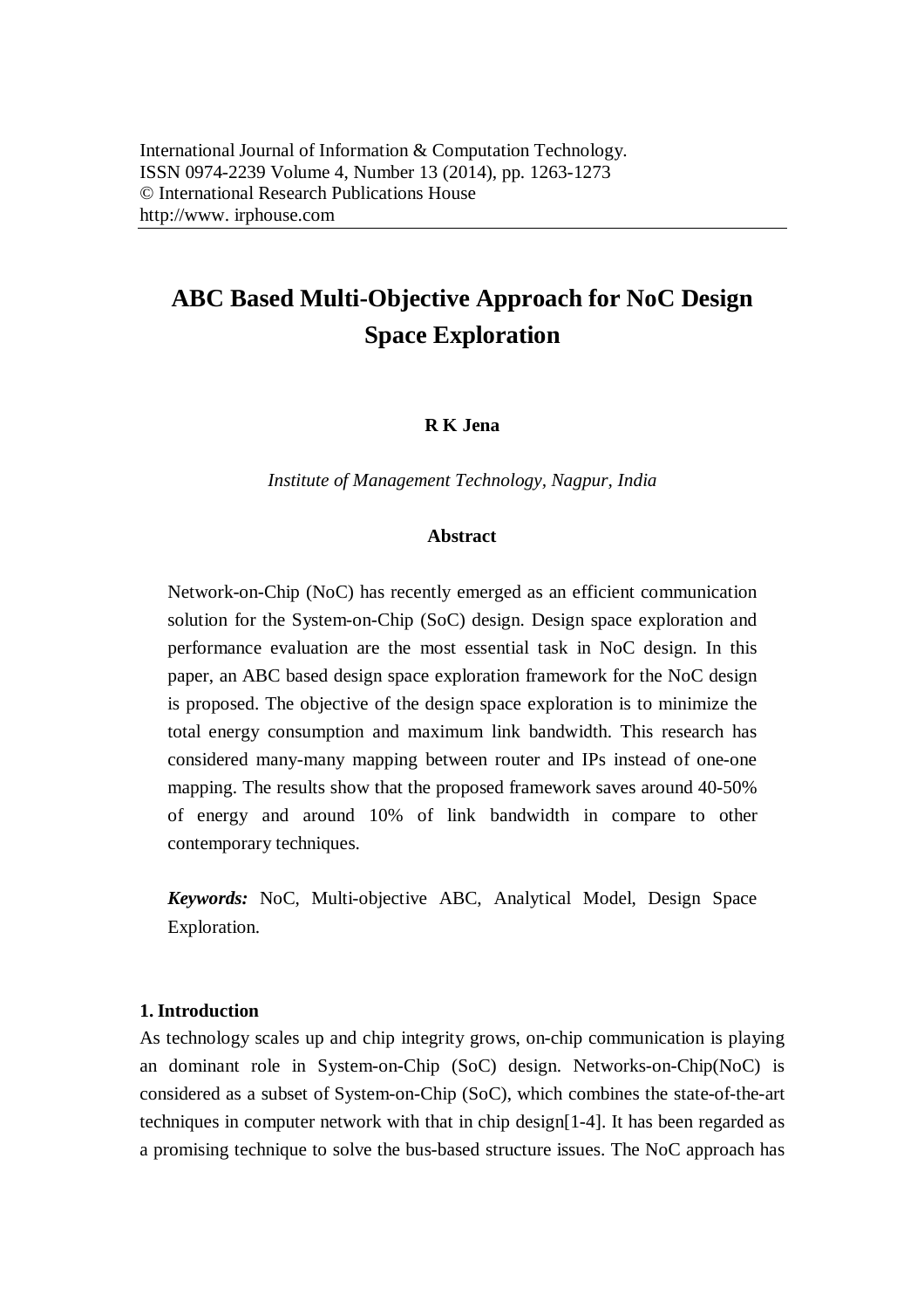International Journal of Information & Computation Technology.
ISSN 0974-2239 Volume 4, Number 13 (2014), pp. 1263-1273
© International Research Publications House
http://www. irphouse.com

# ABC Based Multi-Objective Approach for NoC Design Space Exploration

**R K Jena**

*Institute of Management Technology, Nagpur, India*

## Abstract

Network-on-Chip (NoC) has recently emerged as an efficient communication solution for the System-on-Chip (SoC) design. Design space exploration and performance evaluation are the most essential task in NoC design. In this paper, an ABC based design space exploration framework for the NoC design is proposed. The objective of the design space exploration is to minimize the total energy consumption and maximum link bandwidth. This research has considered many-many mapping between router and IPs instead of one-one mapping. The results show that the proposed framework saves around 40-50% of energy and around 10% of link bandwidth in compare to other contemporary techniques.

***Keywords:*** NoC, Multi-objective ABC, Analytical Model, Design Space Exploration.

## 1. Introduction

As technology scales up and chip integrity grows, on-chip communication is playing an dominant role in System-on-Chip (SoC) design. Networks-on-Chip(NoC) is considered as a subset of System-on-Chip (SoC), which combines the state-of-the-art techniques in computer network with that in chip design[1-4]. It has been regarded as a promising technique to solve the bus-based structure issues. The NoC approach has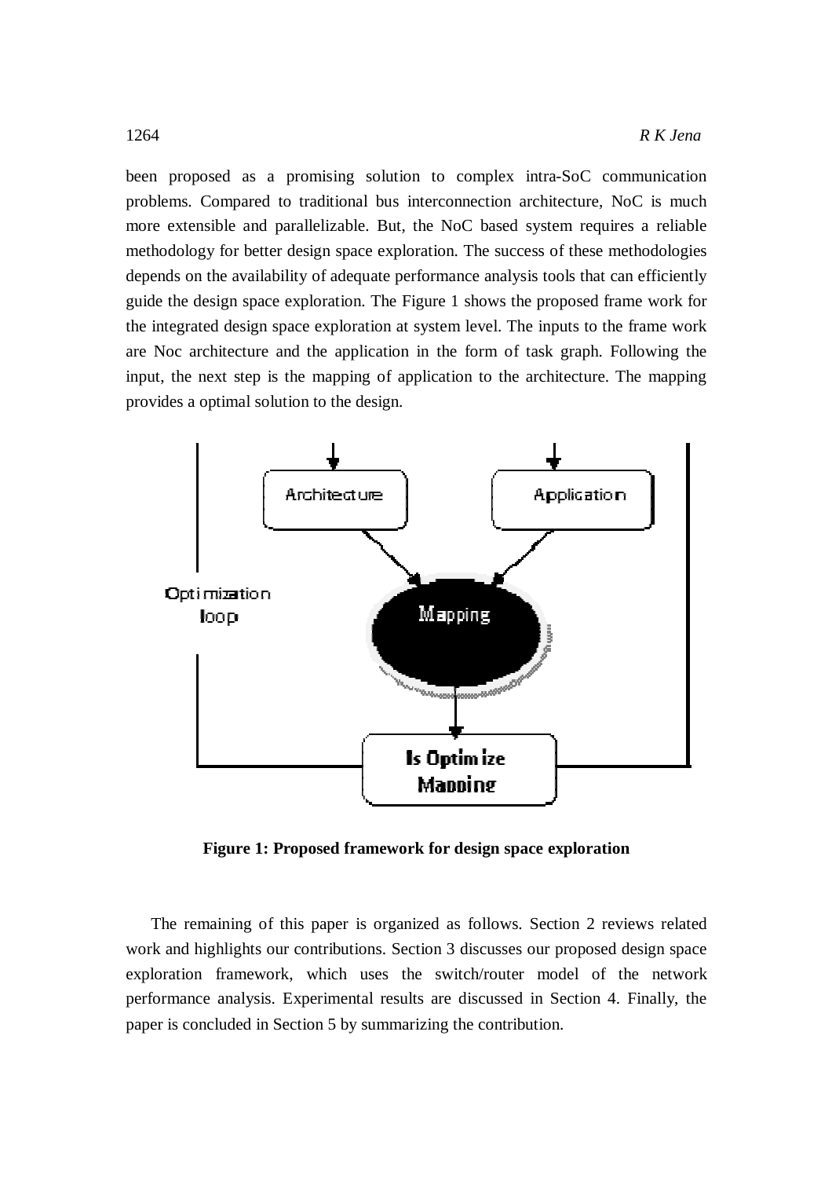been proposed as a promising solution to complex intra-SoC communication problems. Compared to traditional bus interconnection architecture, NoC is much more extensible and parallelizable. But, the NoC based system requires a reliable methodology for better design space exploration. The success of these methodologies depends on the availability of adequate performance analysis tools that can efficiently guide the design space exploration. The Figure 1 shows the proposed frame work for the integrated design space exploration at system level. The inputs to the frame work are Noc architecture and the application in the form of task graph. Following the input, the next step is the mapping of application to the architecture. The mapping provides a optimal solution to the design.

**Figure 1: Proposed framework for design space exploration**

The remaining of this paper is organized as follows. Section 2 reviews related work and highlights our contributions. Section 3 discusses our proposed design space exploration framework, which uses the switch/router model of the network performance analysis. Experimental results are discussed in Section 4. Finally, the paper is concluded in Section 5 by summarizing the contribution.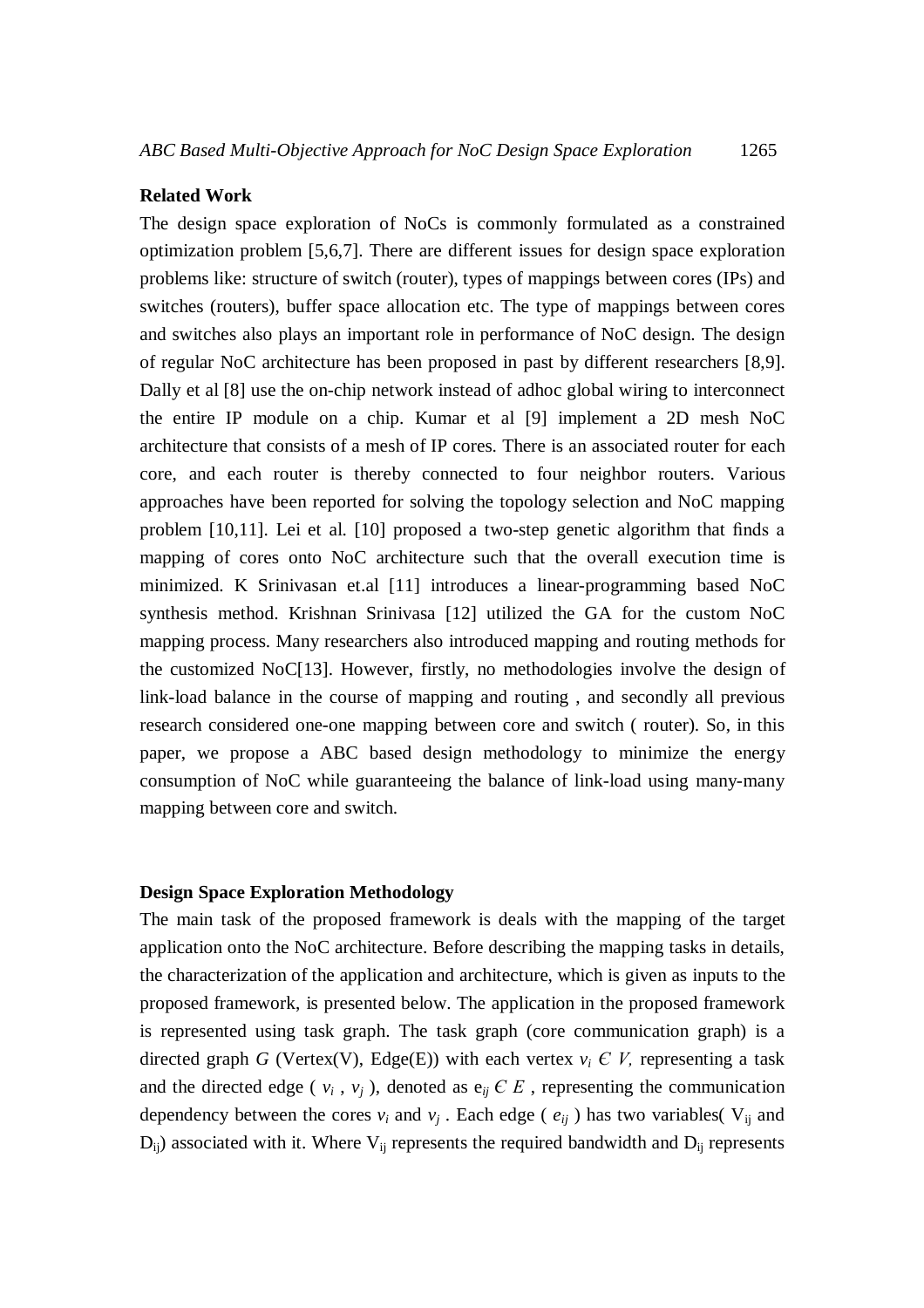**Related Work**

The design space exploration of NoCs is commonly formulated as a constrained optimization problem [5,6,7]. There are different issues for design space exploration problems like: structure of switch (router), types of mappings between cores (IPs) and switches (routers), buffer space allocation etc. The type of mappings between cores and switches also plays an important role in performance of NoC design. The design of regular NoC architecture has been proposed in past by different researchers [8,9]. Dally et al [8] use the on-chip network instead of adhoc global wiring to interconnect the entire IP module on a chip. Kumar et al [9] implement a 2D mesh NoC architecture that consists of a mesh of IP cores. There is an associated router for each core, and each router is thereby connected to four neighbor routers. Various approaches have been reported for solving the topology selection and NoC mapping problem [10,11]. Lei et al. [10] proposed a two-step genetic algorithm that finds a mapping of cores onto NoC architecture such that the overall execution time is minimized. K Srinivasan et.al [11] introduces a linear-programming based NoC synthesis method. Krishnan Srinivasa [12] utilized the GA for the custom NoC mapping process. Many researchers also introduced mapping and routing methods for the customized NoC[13]. However, firstly, no methodologies involve the design of link-load balance in the course of mapping and routing , and secondly all previous research considered one-one mapping between core and switch ( router). So, in this paper, we propose a ABC based design methodology to minimize the energy consumption of NoC while guaranteeing the balance of link-load using many-many mapping between core and switch.

**Design Space Exploration Methodology**

The main task of the proposed framework is deals with the mapping of the target application onto the NoC architecture. Before describing the mapping tasks in details, the characterization of the application and architecture, which is given as inputs to the proposed framework, is presented below. The application in the proposed framework is represented using task graph. The task graph (core communication graph) is a directed graph $G$ (Vertex(V), Edge(E)) with each vertex $v_i \in V$, representing a task and the directed edge ( $v_i$ , $v_j$ ), denoted as $e_{ij} \in E$ , representing the communication dependency between the cores $v_i$ and $v_j$ . Each edge ( $e_{ij}$ ) has two variables( $V_{ij}$ and $D_{ij}$) associated with it. Where $V_{ij}$ represents the required bandwidth and $D_{ij}$ represents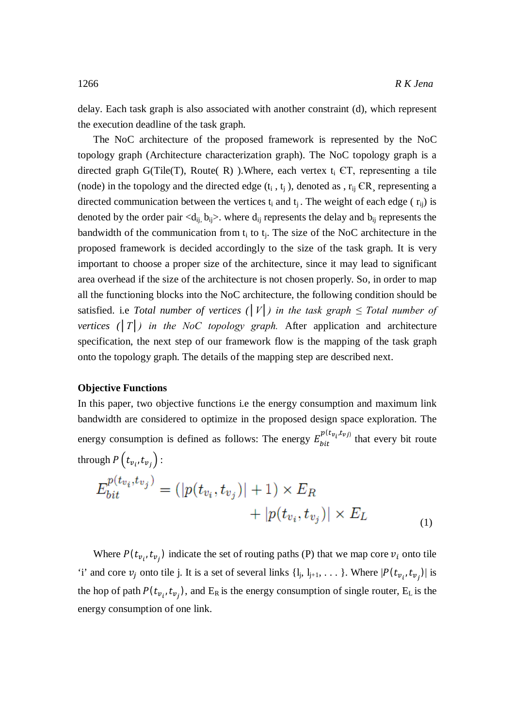delay. Each task graph is also associated with another constraint (d), which represent the execution deadline of the task graph.

The NoC architecture of the proposed framework is represented by the NoC topology graph (Architecture characterization graph). The NoC topology graph is a directed graph G(Tile(T), Route( R) ).Where, each vertex $t_i$ ЄT, representing a tile (node) in the topology and the directed edge ($t_i$ , $t_j$ ), denoted as , $r_{ij}$ ЄR, representing a directed communication between the vertices $t_i$ and $t_j$ . The weight of each edge ( $r_{ij}$) is denoted by the order pair <$d_{ij,}$ $b_{ij}$>. where $d_{ij}$ represents the delay and $b_{ij}$ represents the bandwidth of the communication from $t_i$ to $t_j$. The size of the NoC architecture in the proposed framework is decided accordingly to the size of the task graph. It is very important to choose a proper size of the architecture, since it may lead to significant area overhead if the size of the architecture is not chosen properly. So, in order to map all the functioning blocks into the NoC architecture, the following condition should be satisfied. i.e *Total number of vertices ($|V|$) in the task graph ≤ Total number of vertices ($|T|$) in the NoC topology graph.* After application and architecture specification, the next step of our framework flow is the mapping of the task graph onto the topology graph. The details of the mapping step are described next.

**Objective Functions**

In this paper, two objective functions i.e the energy consumption and maximum link bandwidth are considered to optimize in the proposed design space exploration. The energy consumption is defined as follows: The energy $E_{bit}^{p(t_{v_i},t_{v_j})}$ that every bit route through $P\left(t_{v_i},t_{v_j}\right)$ :

$$E_{bit}^{p(t_{v_i},t_{v_j})} = (|p(t_{v_i},t_{v_j})| + 1) \times E_R + |p(t_{v_i},t_{v_j})| \times E_L \tag{1}$$

Where $P(t_{v_i},t_{v_j})$ indicate the set of routing paths (P) that we map core $v_i$ onto tile 'i' and core $v_j$ onto tile j. It is a set of several links {$l_j$, $l_{j+1}$, . . . }. Where $|P(t_{v_i},t_{v_j})|$ is the hop of path $P(t_{v_i},t_{v_j})$, and $E_R$ is the energy consumption of single router, $E_L$ is the energy consumption of one link.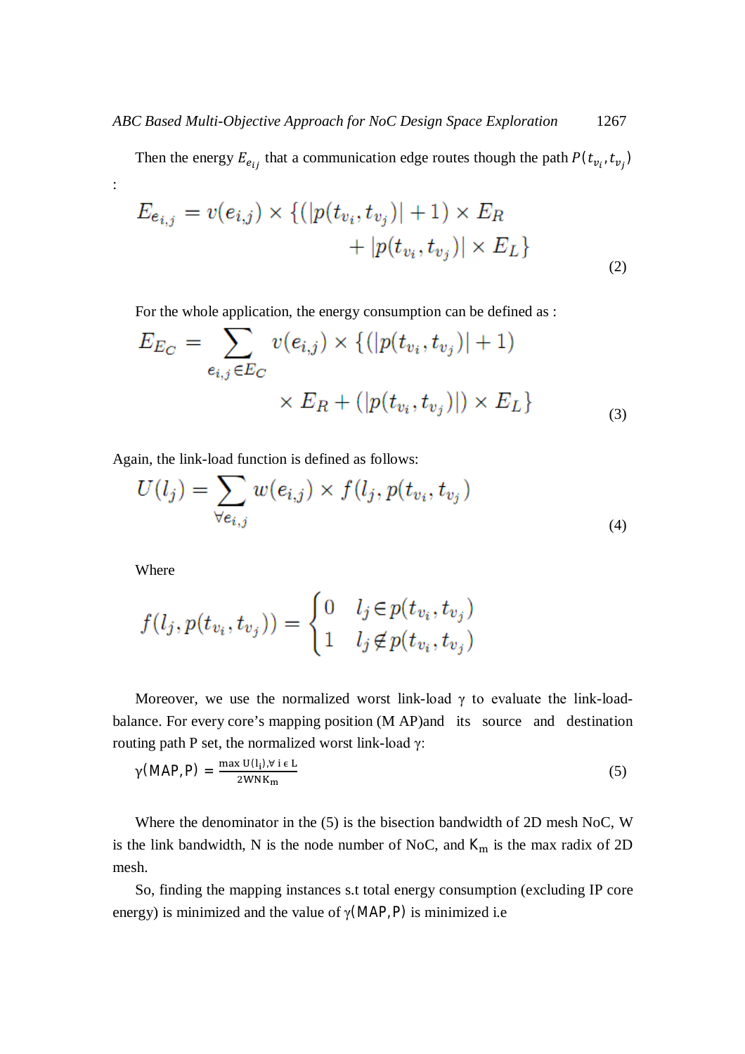Then the energy $E_{e_{ij}}$ that a communication edge routes though the path $P(t_{v_i}, t_{v_j})$ :

$$E_{e_{i,j}} = v(e_{i,j}) \times \{(|p(t_{v_i}, t_{v_j})| + 1) \times E_R + |p(t_{v_i}, t_{v_j})| \times E_L\} \tag{2}$$

For the whole application, the energy consumption can be defined as :

$$E_{E_C} = \sum_{e_{i,j} \in E_C} v(e_{i,j}) \times \{(|p(t_{v_i}, t_{v_j})| + 1) \times E_R + (|p(t_{v_i}, t_{v_j})|) \times E_L\} \tag{3}$$

Again, the link-load function is defined as follows:

$$U(l_j) = \sum_{\forall e_{i,j}} w(e_{i,j}) \times f(l_j, p(t_{v_i}, t_{v_j}) \tag{4}$$

Where

$$f(l_j, p(t_{v_i}, t_{v_j})) = \begin{cases} 0 & l_j \in p(t_{v_i}, t_{v_j}) \\ 1 & l_j \notin p(t_{v_i}, t_{v_j}) \end{cases}$$

Moreover, we use the normalized worst link-load $\gamma$ to evaluate the link-load-balance. For every core's mapping position (M AP)and its source and destination routing path P set, the normalized worst link-load $\gamma$:

$$\gamma(\mathrm{MAP}, \mathrm{P}) = \frac{\max \mathrm{U}(l_i), \forall \mathrm{i} \in \mathrm{L}}{2\mathrm{WNK_m}} \tag{5}$$

Where the denominator in the (5) is the bisection bandwidth of 2D mesh NoC, W is the link bandwidth, N is the node number of NoC, and $K_m$ is the max radix of 2D mesh.

So, finding the mapping instances s.t total energy consumption (excluding IP core energy) is minimized and the value of $\gamma(\mathrm{MAP}, \mathrm{P})$ is minimized i.e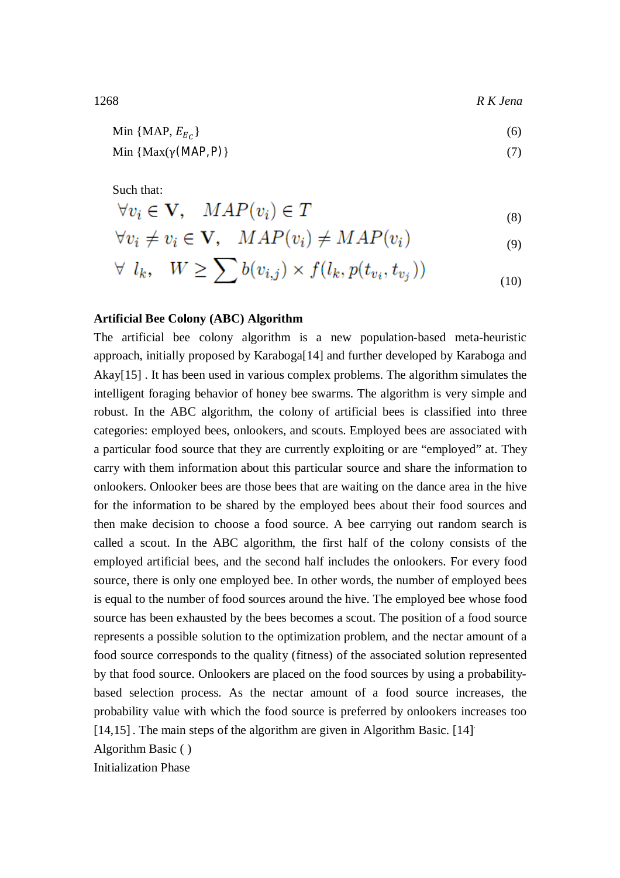$$\text{Min } \{\text{MAP}, E_{E_C}\} \tag{6}$$

$$\text{Min } \{\text{Max}(\gamma(\text{MAP}, \text{P})\} \tag{7}$$

Such that:

$$\forall v_i \in \mathbf{V}, \quad MAP(v_i) \in T \tag{8}$$

$$\forall v_i \neq v_i \in \mathbf{V}, \quad MAP(v_i) \neq MAP(v_i) \tag{9}$$

$$\forall \; l_k, \quad W \geq \sum b(v_{i,j}) \times f(l_k, p(t_{v_i}, t_{v_j})) \tag{10}$$

**Artificial Bee Colony (ABC) Algorithm**

The artificial bee colony algorithm is a new population-based meta-heuristic approach, initially proposed by Karaboga[14] and further developed by Karaboga and Akay[15] . It has been used in various complex problems. The algorithm simulates the intelligent foraging behavior of honey bee swarms. The algorithm is very simple and robust. In the ABC algorithm, the colony of artificial bees is classified into three categories: employed bees, onlookers, and scouts. Employed bees are associated with a particular food source that they are currently exploiting or are "employed" at. They carry with them information about this particular source and share the information to onlookers. Onlooker bees are those bees that are waiting on the dance area in the hive for the information to be shared by the employed bees about their food sources and then make decision to choose a food source. A bee carrying out random search is called a scout. In the ABC algorithm, the first half of the colony consists of the employed artificial bees, and the second half includes the onlookers. For every food source, there is only one employed bee. In other words, the number of employed bees is equal to the number of food sources around the hive. The employed bee whose food source has been exhausted by the bees becomes a scout. The position of a food source represents a possible solution to the optimization problem, and the nectar amount of a food source corresponds to the quality (fitness) of the associated solution represented by that food source. Onlookers are placed on the food sources by using a probability-based selection process. As the nectar amount of a food source increases, the probability value with which the food source is preferred by onlookers increases too [14,15] . The main steps of the algorithm are given in Algorithm Basic. [14].

Algorithm Basic ( )

Initialization Phase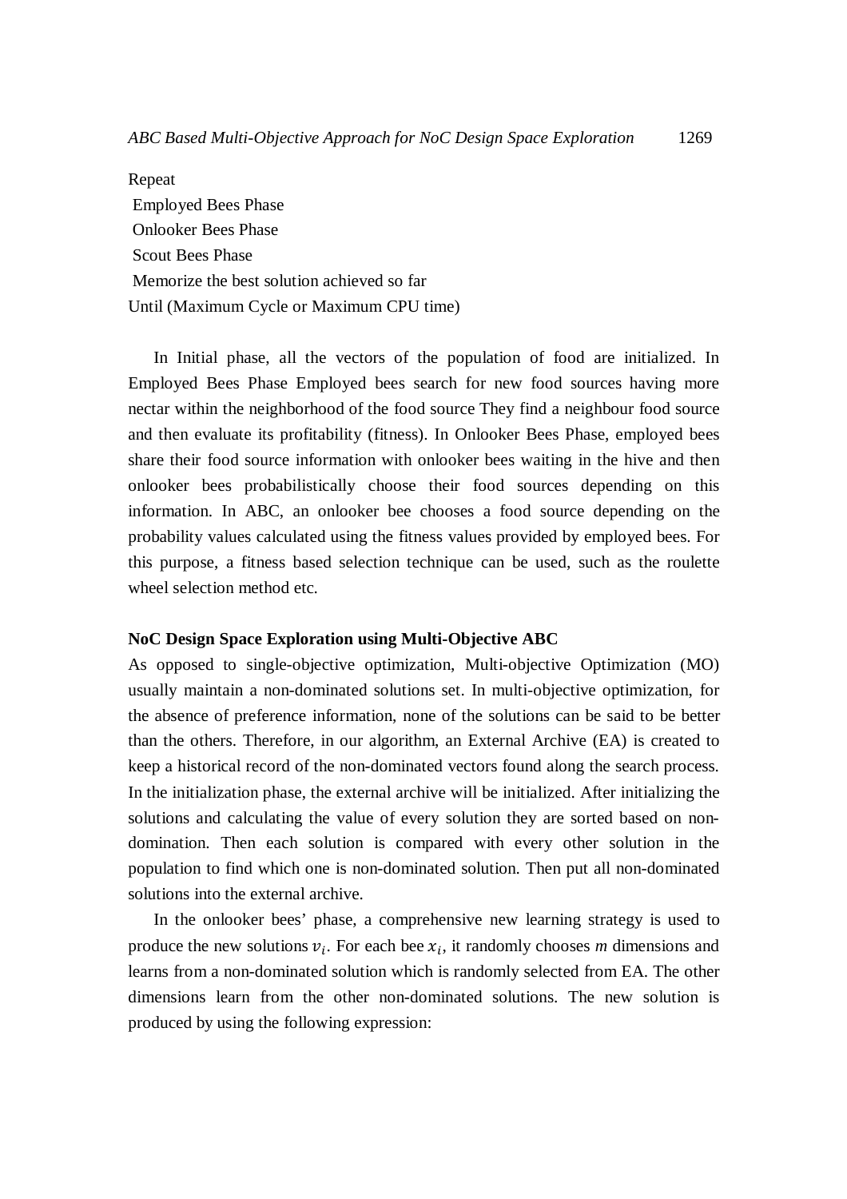Repeat

Employed Bees Phase

Onlooker Bees Phase

Scout Bees Phase

Memorize the best solution achieved so far

Until (Maximum Cycle or Maximum CPU time)

In Initial phase, all the vectors of the population of food are initialized. In Employed Bees Phase Employed bees search for new food sources having more nectar within the neighborhood of the food source They find a neighbour food source and then evaluate its profitability (fitness). In Onlooker Bees Phase, employed bees share their food source information with onlooker bees waiting in the hive and then onlooker bees probabilistically choose their food sources depending on this information. In ABC, an onlooker bee chooses a food source depending on the probability values calculated using the fitness values provided by employed bees. For this purpose, a fitness based selection technique can be used, such as the roulette wheel selection method etc.

**NoC Design Space Exploration using Multi-Objective ABC**

As opposed to single-objective optimization, Multi-objective Optimization (MO) usually maintain a non-dominated solutions set. In multi-objective optimization, for the absence of preference information, none of the solutions can be said to be better than the others. Therefore, in our algorithm, an External Archive (EA) is created to keep a historical record of the non-dominated vectors found along the search process. In the initialization phase, the external archive will be initialized. After initializing the solutions and calculating the value of every solution they are sorted based on non-domination. Then each solution is compared with every other solution in the population to find which one is non-dominated solution. Then put all non-dominated solutions into the external archive.

In the onlooker bees' phase, a comprehensive new learning strategy is used to produce the new solutions $v_i$. For each bee $x_i$, it randomly chooses *m* dimensions and learns from a non-dominated solution which is randomly selected from EA. The other dimensions learn from the other non-dominated solutions. The new solution is produced by using the following expression: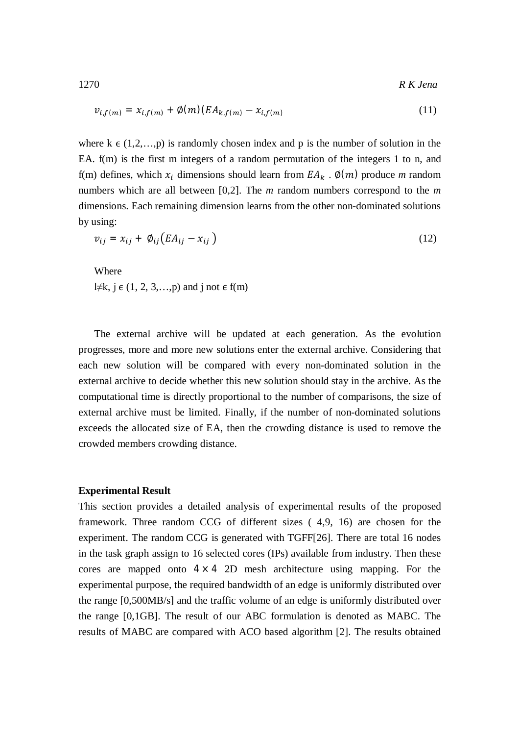$$v_{i,f(m)} = x_{i,f(m)} + \emptyset(m)(EA_{k,f(m)} - x_{i,f(m)}) \tag{11}$$

where k ϵ (1,2,…,p) is randomly chosen index and p is the number of solution in the EA. f(m) is the first m integers of a random permutation of the integers 1 to n, and f(m) defines, which $x_i$ dimensions should learn from $EA_k$ . $\emptyset(m)$ produce *m* random numbers which are all between [0,2]. The *m* random numbers correspond to the *m* dimensions. Each remaining dimension learns from the other non-dominated solutions by using:

$$v_{ij} = x_{ij} + \emptyset_{ij}(EA_{lj} - x_{ij}) \tag{12}$$

Where

l≠k, j ϵ (1, 2, 3,…,p) and j not ϵ f(m)

The external archive will be updated at each generation. As the evolution progresses, more and more new solutions enter the external archive. Considering that each new solution will be compared with every non-dominated solution in the external archive to decide whether this new solution should stay in the archive. As the computational time is directly proportional to the number of comparisons, the size of external archive must be limited. Finally, if the number of non-dominated solutions exceeds the allocated size of EA, then the crowding distance is used to remove the crowded members crowding distance.

**Experimental Result**

This section provides a detailed analysis of experimental results of the proposed framework. Three random CCG of different sizes ( 4,9, 16) are chosen for the experiment. The random CCG is generated with TGFF[26]. There are total 16 nodes in the task graph assign to 16 selected cores (IPs) available from industry. Then these cores are mapped onto $4 \times 4$ 2D mesh architecture using mapping. For the experimental purpose, the required bandwidth of an edge is uniformly distributed over the range [0,500MB/s] and the traffic volume of an edge is uniformly distributed over the range [0,1GB]. The result of our ABC formulation is denoted as MABC. The results of MABC are compared with ACO based algorithm [2]. The results obtained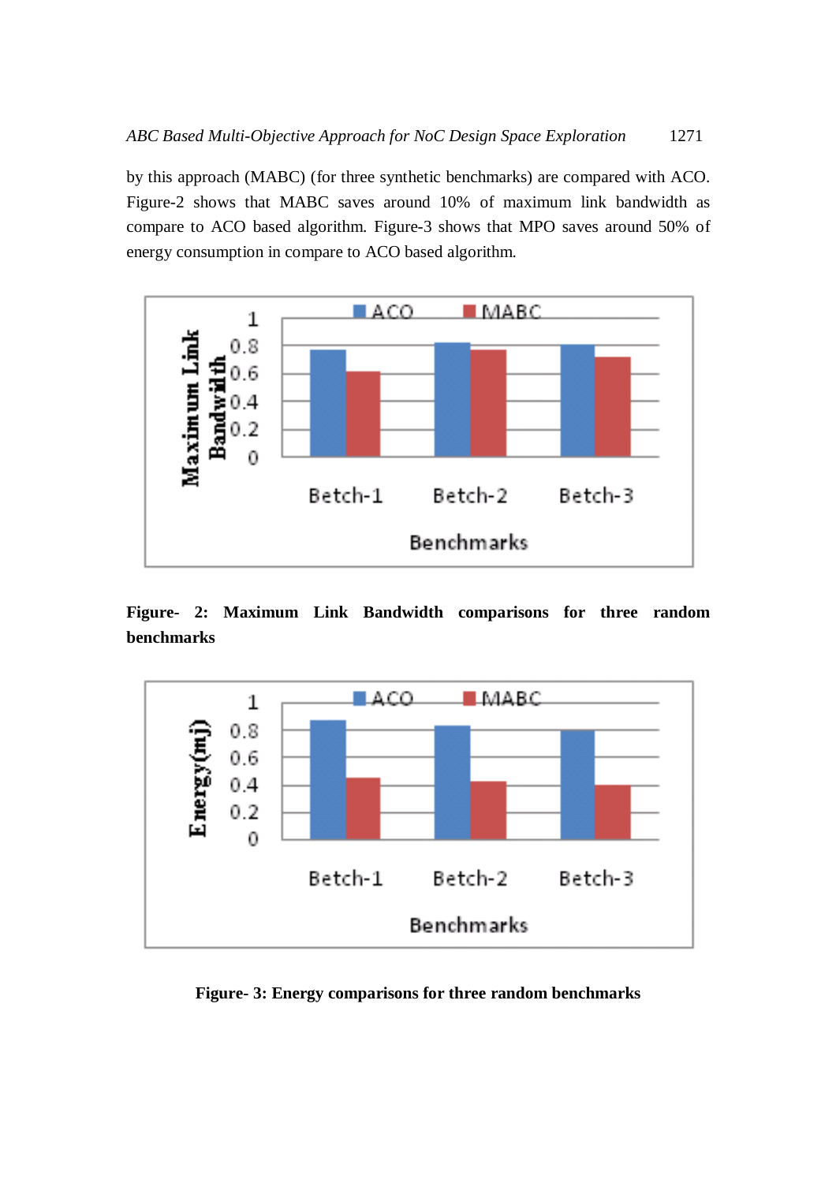by this approach (MABC) (for three synthetic benchmarks) are compared with ACO. Figure-2 shows that MABC saves around 10% of maximum link bandwidth as compare to ACO based algorithm. Figure-3 shows that MPO saves around 50% of energy consumption in compare to ACO based algorithm.

**Figure- 2: Maximum Link Bandwidth comparisons for three random benchmarks**

**Figure- 3: Energy comparisons for three random benchmarks**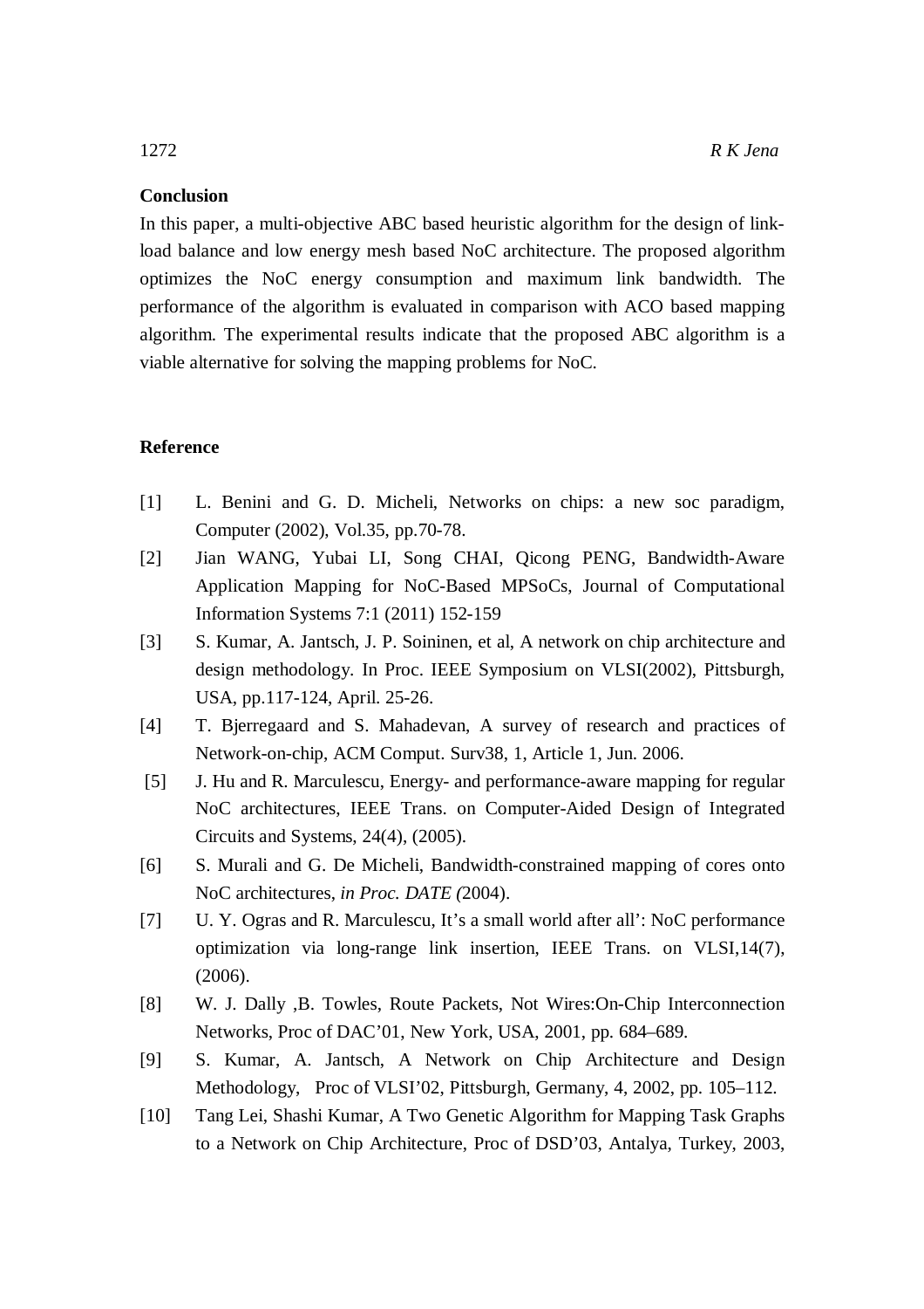## Conclusion

In this paper, a multi-objective ABC based heuristic algorithm for the design of link-load balance and low energy mesh based NoC architecture. The proposed algorithm optimizes the NoC energy consumption and maximum link bandwidth. The performance of the algorithm is evaluated in comparison with ACO based mapping algorithm. The experimental results indicate that the proposed ABC algorithm is a viable alternative for solving the mapping problems for NoC.

## Reference

[1] L. Benini and G. D. Micheli, Networks on chips: a new soc paradigm, Computer (2002), Vol.35, pp.70-78.

[2] Jian WANG, Yubai LI, Song CHAI, Qicong PENG, Bandwidth-Aware Application Mapping for NoC-Based MPSoCs, Journal of Computational Information Systems 7:1 (2011) 152-159

[3] S. Kumar, A. Jantsch, J. P. Soininen, et al, A network on chip architecture and design methodology. In Proc. IEEE Symposium on VLSI(2002), Pittsburgh, USA, pp.117-124, April. 25-26.

[4] T. Bjerregaard and S. Mahadevan, A survey of research and practices of Network-on-chip, ACM Comput. Surv38, 1, Article 1, Jun. 2006.

[5] J. Hu and R. Marculescu, Energy- and performance-aware mapping for regular NoC architectures, IEEE Trans. on Computer-Aided Design of Integrated Circuits and Systems, 24(4), (2005).

[6] S. Murali and G. De Micheli, Bandwidth-constrained mapping of cores onto NoC architectures, *in Proc. DATE (*2004).

[7] U. Y. Ogras and R. Marculescu, It's a small world after all': NoC performance optimization via long-range link insertion, IEEE Trans. on VLSI,14(7), (2006).

[8] W. J. Dally ,B. Towles, Route Packets, Not Wires:On-Chip Interconnection Networks, Proc of DAC'01, New York, USA, 2001, pp. 684–689.

[9] S. Kumar, A. Jantsch, A Network on Chip Architecture and Design Methodology, Proc of VLSI'02, Pittsburgh, Germany, 4, 2002, pp. 105–112.

[10] Tang Lei, Shashi Kumar, A Two Genetic Algorithm for Mapping Task Graphs to a Network on Chip Architecture, Proc of DSD'03, Antalya, Turkey, 2003,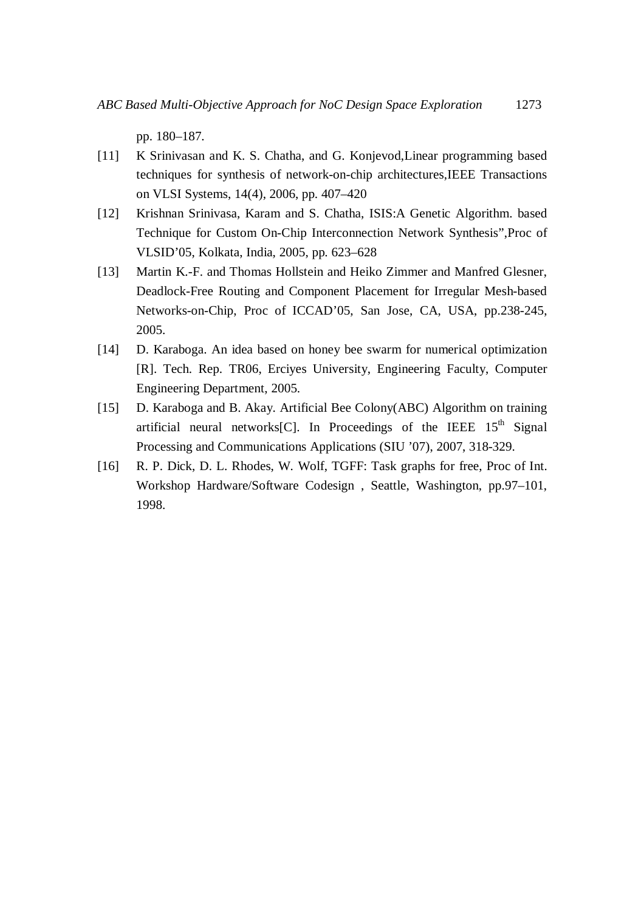pp. 180–187.

[11] K Srinivasan and K. S. Chatha, and G. Konjevod,Linear programming based techniques for synthesis of network-on-chip architectures,IEEE Transactions on VLSI Systems, 14(4), 2006, pp. 407–420

[12] Krishnan Srinivasa, Karam and S. Chatha, ISIS:A Genetic Algorithm. based Technique for Custom On-Chip Interconnection Network Synthesis",Proc of VLSID'05, Kolkata, India, 2005, pp. 623–628

[13] Martin K.-F. and Thomas Hollstein and Heiko Zimmer and Manfred Glesner, Deadlock-Free Routing and Component Placement for Irregular Mesh-based Networks-on-Chip, Proc of ICCAD'05, San Jose, CA, USA, pp.238-245, 2005.

[14] D. Karaboga. An idea based on honey bee swarm for numerical optimization [R]. Tech. Rep. TR06, Erciyes University, Engineering Faculty, Computer Engineering Department, 2005.

[15] D. Karaboga and B. Akay. Artificial Bee Colony(ABC) Algorithm on training artificial neural networks[C]. In Proceedings of the IEEE 15th Signal Processing and Communications Applications (SIU '07), 2007, 318-329.

[16] R. P. Dick, D. L. Rhodes, W. Wolf, TGFF: Task graphs for free, Proc of Int. Workshop Hardware/Software Codesign , Seattle, Washington, pp.97–101, 1998.